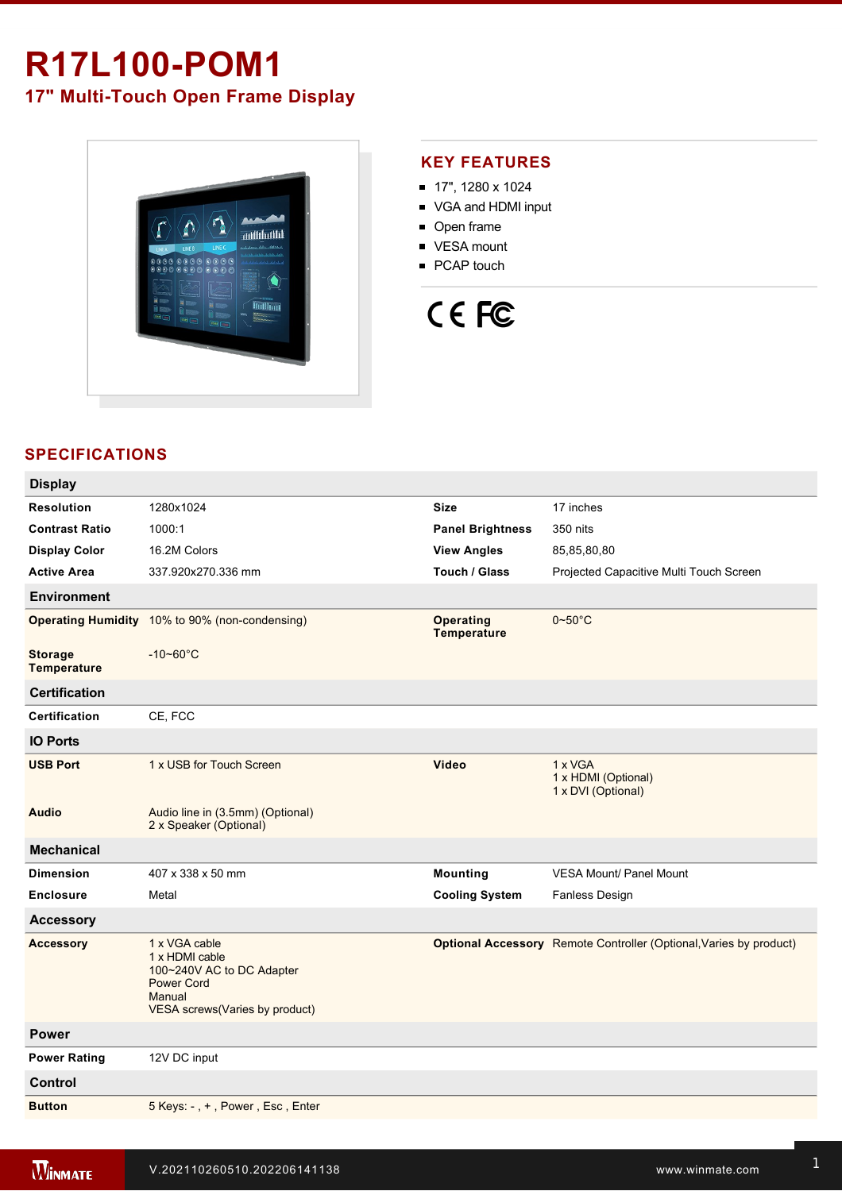# R17L100-POM1

## 17" Multi-Touch Open Frame Display

### KEY FEATURES

- 17", 1280 x 1024
- VGA and HDMI input
- Open frame
- VESA mount
- PCAP touch

## SPECIFICATIONS

| **Display** | | | |
|---|---|---|---|
| **Resolution** | 1280x1024 | **Size** | 17 inches |
| **Contrast Ratio** | 1000:1 | **Panel Brightness** | 350 nits |
| **Display Color** | 16.2M Colors | **View Angles** | 85,85,80,80 |
| **Active Area** | 337.920x270.336 mm | **Touch / Glass** | Projected Capacitive Multi Touch Screen |
| **Environment** | | | |
| **Operating Humidity** | 10% to 90% (non-condensing) | **Operating Temperature** | 0~50°C |
| **Storage Temperature** | -10~60°C | | |
| **Certification** | | | |
| **Certification** | CE, FCC | | |
| **IO Ports** | | | |
| **USB Port** | 1 x USB for Touch Screen | **Video** | 1 x VGA<br>1 x HDMI (Optional)<br>1 x DVI (Optional) |
| **Audio** | Audio line in (3.5mm) (Optional)<br>2 x Speaker (Optional) | | |
| **Mechanical** | | | |
| **Dimension** | 407 x 338 x 50 mm | **Mounting** | VESA Mount/ Panel Mount |
| **Enclosure** | Metal | **Cooling System** | Fanless Design |
| **Accessory** | | | |
| **Accessory** | 1 x VGA cable<br>1 x HDMI cable<br>100~240V AC to DC Adapter<br>Power Cord<br>Manual<br>VESA screws(Varies by product) | **Optional Accessory** | Remote Controller (Optional,Varies by product) |
| **Power** | | | |
| **Power Rating** | 12V DC input | | |
| **Control** | | | |
| **Button** | 5 Keys: - , + , Power , Esc , Enter | | |

V.202110260510.202206141138

www.winmate.com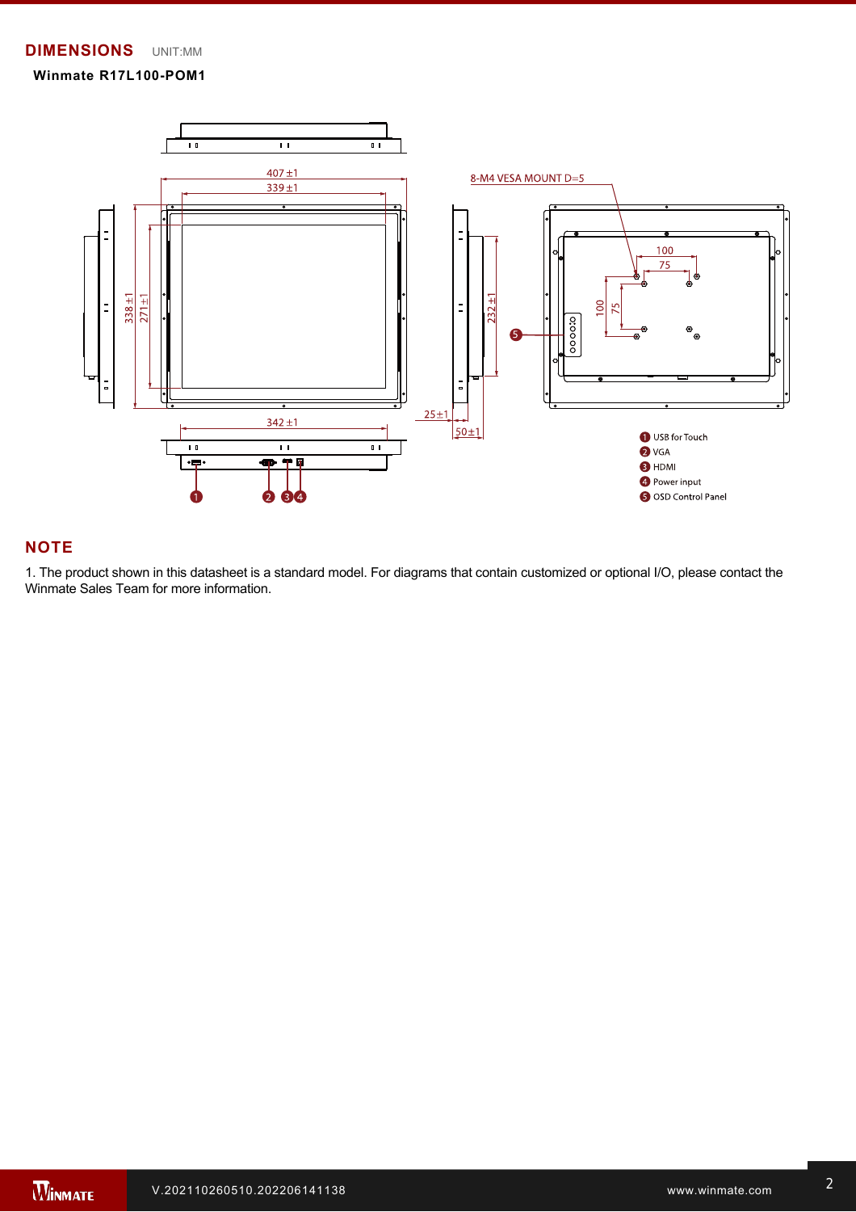## DIMENSIONS UNIT:MM

**Winmate R17L100-POM1**

407±1

339±1

338±1

271±1

232±1

25±1

50±1

342±1

8-M4 VESA MOUNT D=5

100

75

100

75

1. USB for Touch
2. VGA
3. HDMI
4. Power input
5. OSD Control Panel

## NOTE

1. The product shown in this datasheet is a standard model. For diagrams that contain customized or optional I/O, please contact the Winmate Sales Team for more information.